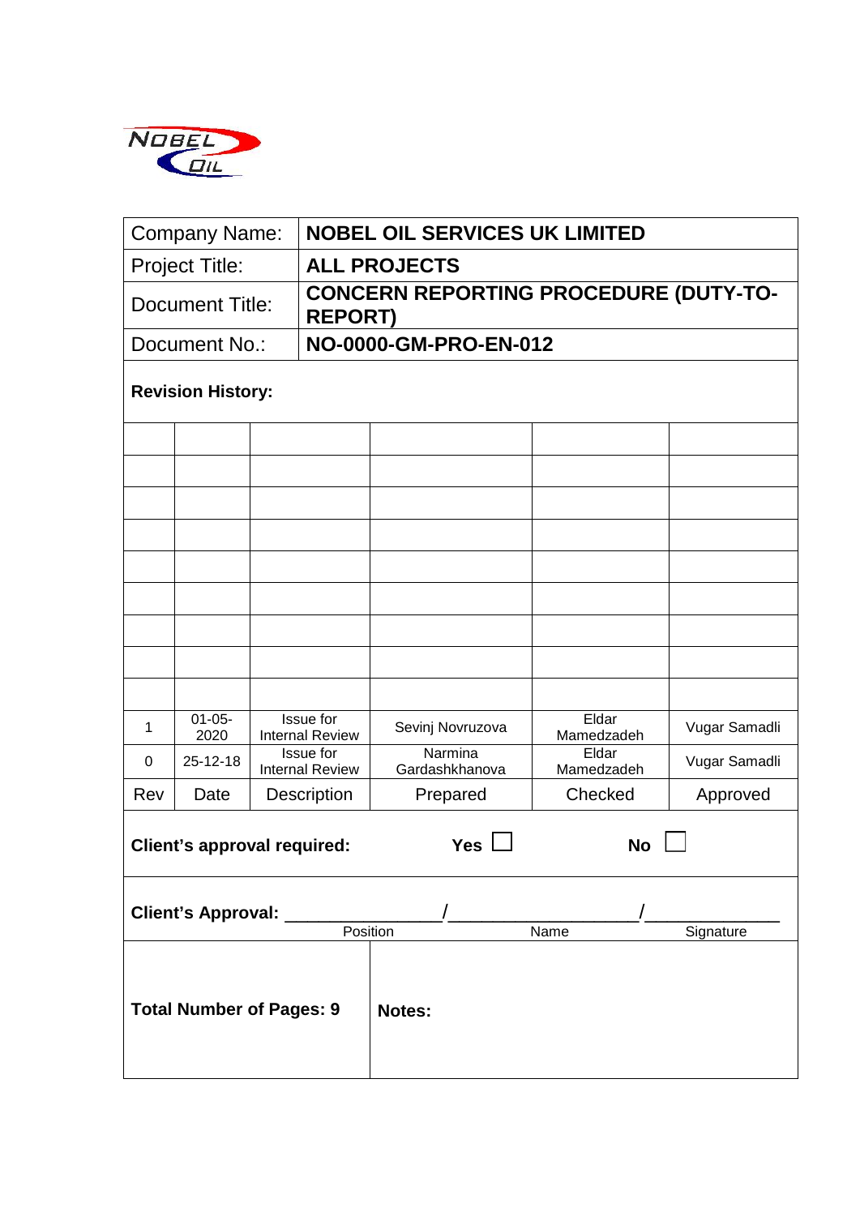| Company Name: | NOBEL OIL SERVICES UK LIMITED |
|---|---|
| Project Title: | ALL PROJECTS |
| Document Title: | CONCERN REPORTING PROCEDURE (DUTY-TO-REPORT) |
| Document No.: | NO-0000-GM-PRO-EN-012 |

**Revision History:**

| | | | | | |
|---|---|---|---|---|---|
| | | | | | |
| | | | | | |
| | | | | | |
| | | | | | |
| | | | | | |
| | | | | | |
| | | | | | |
| | | | | | |
| | | | | | |
| 1 | 01-05-2020 | Issue for Internal Review | Sevinj Novruzova | Eldar Mamedzadeh | Vugar Samadli |
| 0 | 25-12-18 | Issue for Internal Review | Narmina Gardashkhanova | Eldar Mamedzadeh | Vugar Samadli |
| Rev | Date | Description | Prepared | Checked | Approved |

**Client's approval required:** **Yes** ☐ **No** ☐

**Client's Approval:** _______________/__________________/_____________
Position / Name / Signature

| **Total Number of Pages: 9** | **Notes:** |
|---|---|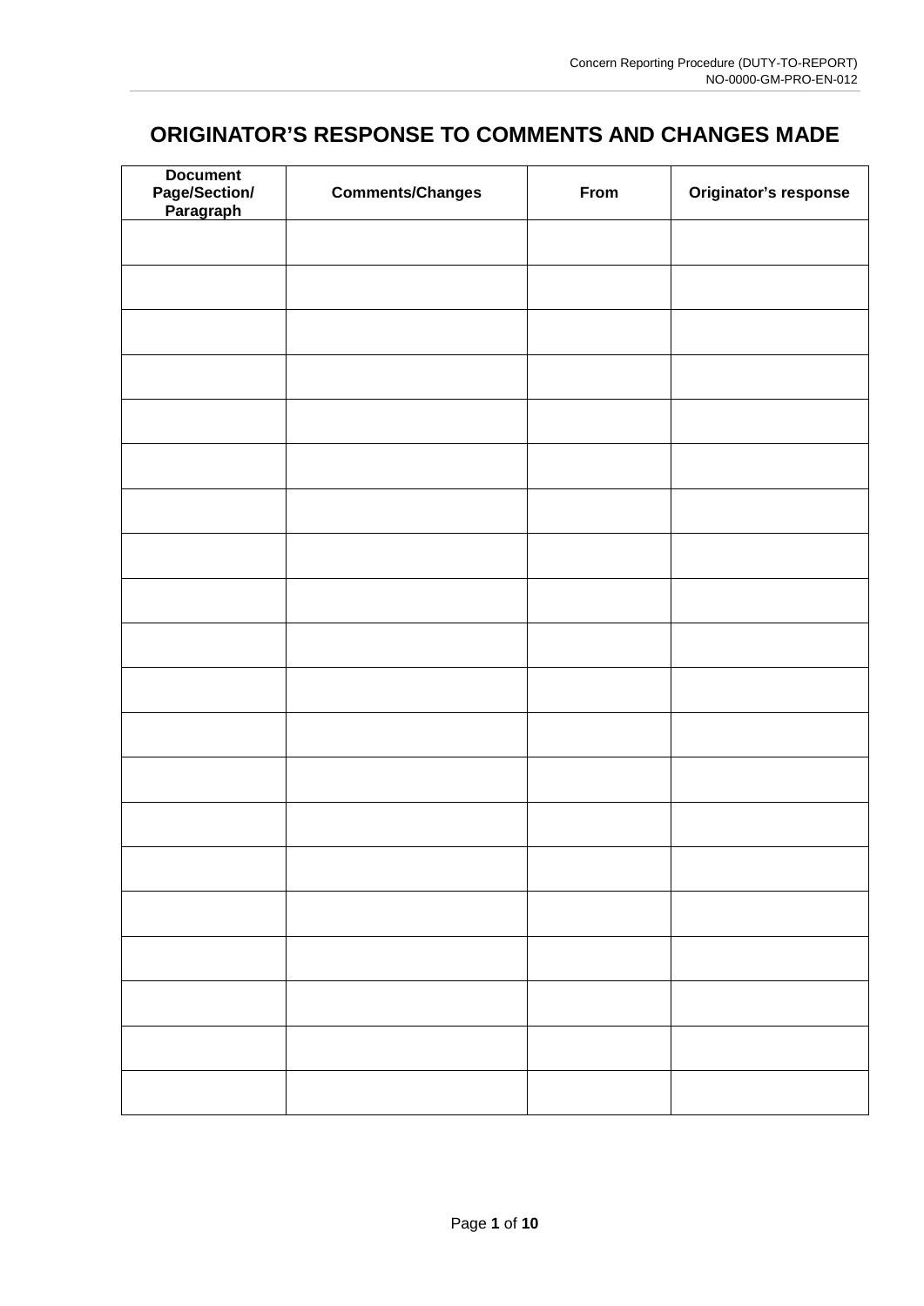# ORIGINATOR'S RESPONSE TO COMMENTS AND CHANGES MADE

| Document Page/Section/ Paragraph | Comments/Changes | From | Originator's response |
|---|---|---|---|
| | | | |
| | | | |
| | | | |
| | | | |
| | | | |
| | | | |
| | | | |
| | | | |
| | | | |
| | | | |
| | | | |
| | | | |
| | | | |
| | | | |
| | | | |
| | | | |
| | | | |
| | | | |
| | | | |
| | | | |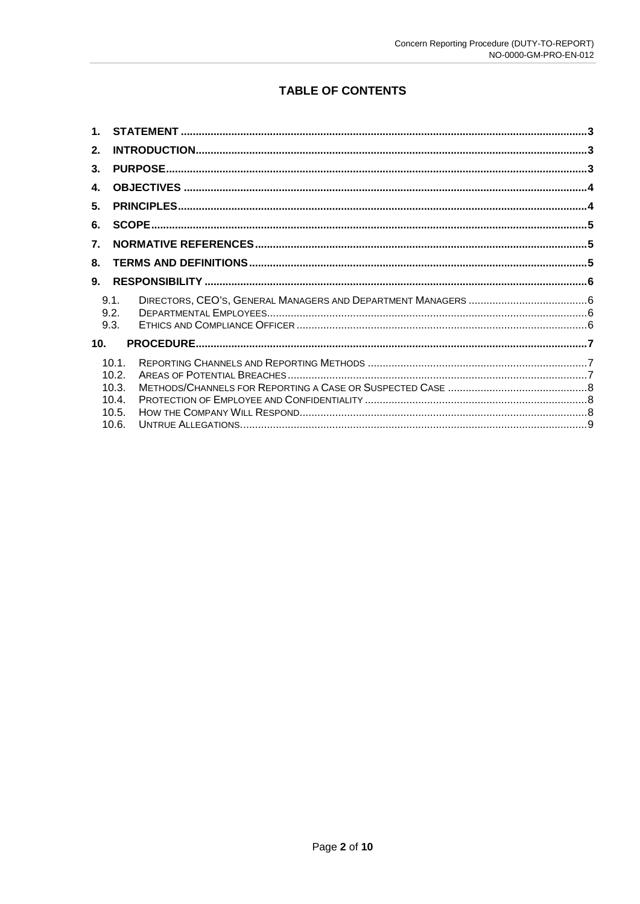## TABLE OF CONTENTS

1. STATEMENT ....................................................................................................................... 3
2. INTRODUCTION ................................................................................................................ 3
3. PURPOSE ........................................................................................................................... 3
4. OBJECTIVES ..................................................................................................................... 4
5. PRINCIPLES ....................................................................................................................... 4
6. SCOPE ................................................................................................................................ 5
7. NORMATIVE REFERENCES ............................................................................................. 5
8. TERMS AND DEFINITIONS ............................................................................................... 5
9. RESPONSIBILITY .............................................................................................................. 6
   - 9.1. DIRECTORS, CEO'S, GENERAL MANAGERS AND DEPARTMENT MANAGERS ........................................ 6
   - 9.2. DEPARTMENTAL EMPLOYEES ........................................................................................... 6
   - 9.3. ETHICS AND COMPLIANCE OFFICER ................................................................................. 6
10. PROCEDURE ................................................................................................................... 7
    - 10.1. REPORTING CHANNELS AND REPORTING METHODS ......................................................... 7
    - 10.2. AREAS OF POTENTIAL BREACHES .................................................................................... 7
    - 10.3. METHODS/CHANNELS FOR REPORTING A CASE OR SUSPECTED CASE ............................................... 8
    - 10.4. PROTECTION OF EMPLOYEE AND CONFIDENTIALITY .......................................................... 8
    - 10.5. HOW THE COMPANY WILL RESPOND ................................................................................ 8
    - 10.6. UNTRUE ALLEGATIONS ................................................................................................... 9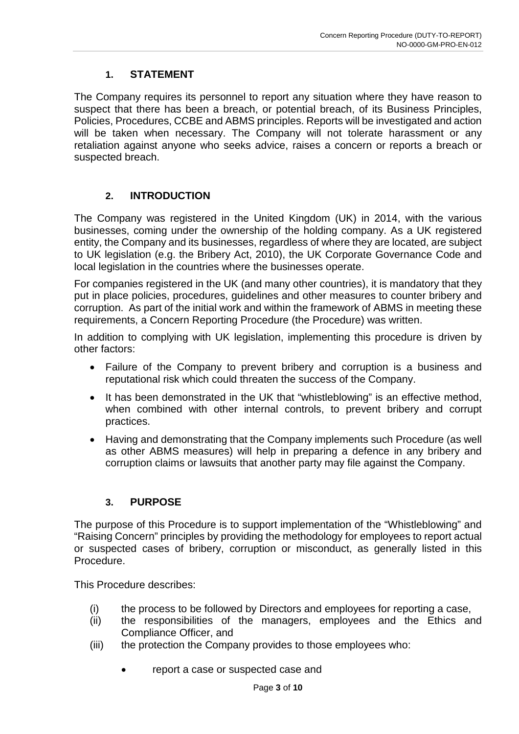## 1. STATEMENT

The Company requires its personnel to report any situation where they have reason to suspect that there has been a breach, or potential breach, of its Business Principles, Policies, Procedures, CCBE and ABMS principles. Reports will be investigated and action will be taken when necessary. The Company will not tolerate harassment or any retaliation against anyone who seeks advice, raises a concern or reports a breach or suspected breach.

## 2. INTRODUCTION

The Company was registered in the United Kingdom (UK) in 2014, with the various businesses, coming under the ownership of the holding company. As a UK registered entity, the Company and its businesses, regardless of where they are located, are subject to UK legislation (e.g. the Bribery Act, 2010), the UK Corporate Governance Code and local legislation in the countries where the businesses operate.

For companies registered in the UK (and many other countries), it is mandatory that they put in place policies, procedures, guidelines and other measures to counter bribery and corruption. As part of the initial work and within the framework of ABMS in meeting these requirements, a Concern Reporting Procedure (the Procedure) was written.

In addition to complying with UK legislation, implementing this procedure is driven by other factors:

- Failure of the Company to prevent bribery and corruption is a business and reputational risk which could threaten the success of the Company.
- It has been demonstrated in the UK that "whistleblowing" is an effective method, when combined with other internal controls, to prevent bribery and corrupt practices.
- Having and demonstrating that the Company implements such Procedure (as well as other ABMS measures) will help in preparing a defence in any bribery and corruption claims or lawsuits that another party may file against the Company.

## 3. PURPOSE

The purpose of this Procedure is to support implementation of the "Whistleblowing" and "Raising Concern" principles by providing the methodology for employees to report actual or suspected cases of bribery, corruption or misconduct, as generally listed in this Procedure.

This Procedure describes:

(i) the process to be followed by Directors and employees for reporting a case,
(ii) the responsibilities of the managers, employees and the Ethics and Compliance Officer, and
(iii) the protection the Company provides to those employees who:

- report a case or suspected case and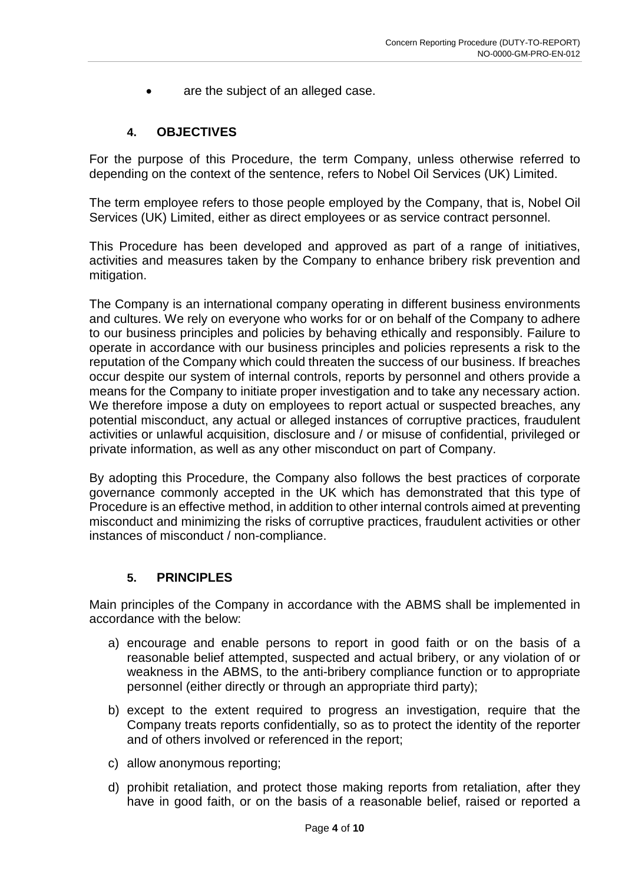- are the subject of an alleged case.

## 4. OBJECTIVES

For the purpose of this Procedure, the term Company, unless otherwise referred to depending on the context of the sentence, refers to Nobel Oil Services (UK) Limited.

The term employee refers to those people employed by the Company, that is, Nobel Oil Services (UK) Limited, either as direct employees or as service contract personnel.

This Procedure has been developed and approved as part of a range of initiatives, activities and measures taken by the Company to enhance bribery risk prevention and mitigation.

The Company is an international company operating in different business environments and cultures. We rely on everyone who works for or on behalf of the Company to adhere to our business principles and policies by behaving ethically and responsibly. Failure to operate in accordance with our business principles and policies represents a risk to the reputation of the Company which could threaten the success of our business. If breaches occur despite our system of internal controls, reports by personnel and others provide a means for the Company to initiate proper investigation and to take any necessary action. We therefore impose a duty on employees to report actual or suspected breaches, any potential misconduct, any actual or alleged instances of corruptive practices, fraudulent activities or unlawful acquisition, disclosure and / or misuse of confidential, privileged or private information, as well as any other misconduct on part of Company.

By adopting this Procedure, the Company also follows the best practices of corporate governance commonly accepted in the UK which has demonstrated that this type of Procedure is an effective method, in addition to other internal controls aimed at preventing misconduct and minimizing the risks of corruptive practices, fraudulent activities or other instances of misconduct / non-compliance.

## 5. PRINCIPLES

Main principles of the Company in accordance with the ABMS shall be implemented in accordance with the below:

a) encourage and enable persons to report in good faith or on the basis of a reasonable belief attempted, suspected and actual bribery, or any violation of or weakness in the ABMS, to the anti-bribery compliance function or to appropriate personnel (either directly or through an appropriate third party);

b) except to the extent required to progress an investigation, require that the Company treats reports confidentially, so as to protect the identity of the reporter and of others involved or referenced in the report;

c) allow anonymous reporting;

d) prohibit retaliation, and protect those making reports from retaliation, after they have in good faith, or on the basis of a reasonable belief, raised or reported a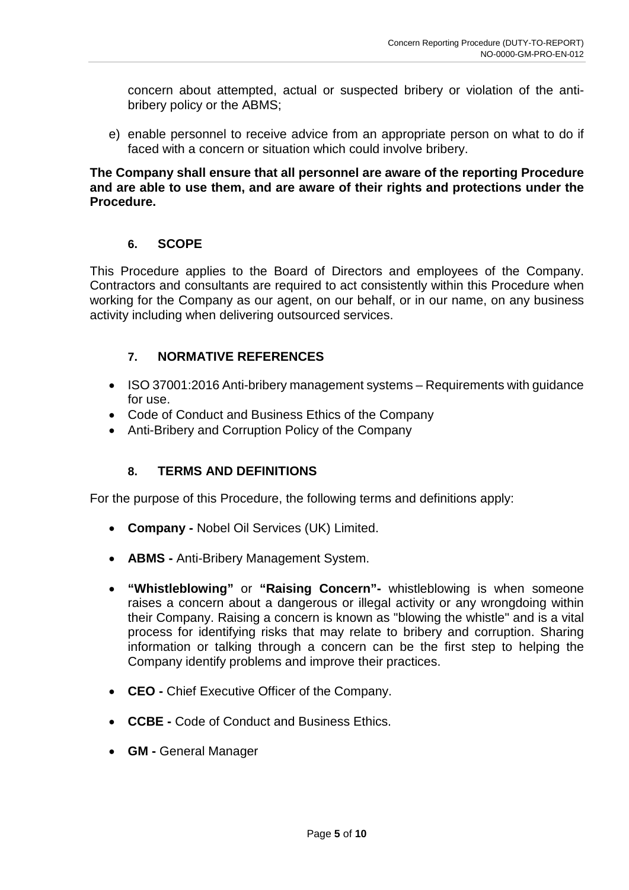concern about attempted, actual or suspected bribery or violation of the anti-bribery policy or the ABMS;

e) enable personnel to receive advice from an appropriate person on what to do if faced with a concern or situation which could involve bribery.

**The Company shall ensure that all personnel are aware of the reporting Procedure and are able to use them, and are aware of their rights and protections under the Procedure.**

## 6. SCOPE

This Procedure applies to the Board of Directors and employees of the Company. Contractors and consultants are required to act consistently within this Procedure when working for the Company as our agent, on our behalf, or in our name, on any business activity including when delivering outsourced services.

## 7. NORMATIVE REFERENCES

- ISO 37001:2016 Anti-bribery management systems – Requirements with guidance for use.
- Code of Conduct and Business Ethics of the Company
- Anti-Bribery and Corruption Policy of the Company

## 8. TERMS AND DEFINITIONS

For the purpose of this Procedure, the following terms and definitions apply:

- **Company -** Nobel Oil Services (UK) Limited.
- **ABMS -** Anti-Bribery Management System.
- **"Whistleblowing"** or **"Raising Concern"-** whistleblowing is when someone raises a concern about a dangerous or illegal activity or any wrongdoing within their Company. Raising a concern is known as "blowing the whistle" and is a vital process for identifying risks that may relate to bribery and corruption. Sharing information or talking through a concern can be the first step to helping the Company identify problems and improve their practices.
- **CEO -** Chief Executive Officer of the Company.
- **CCBE -** Code of Conduct and Business Ethics.
- **GM -** General Manager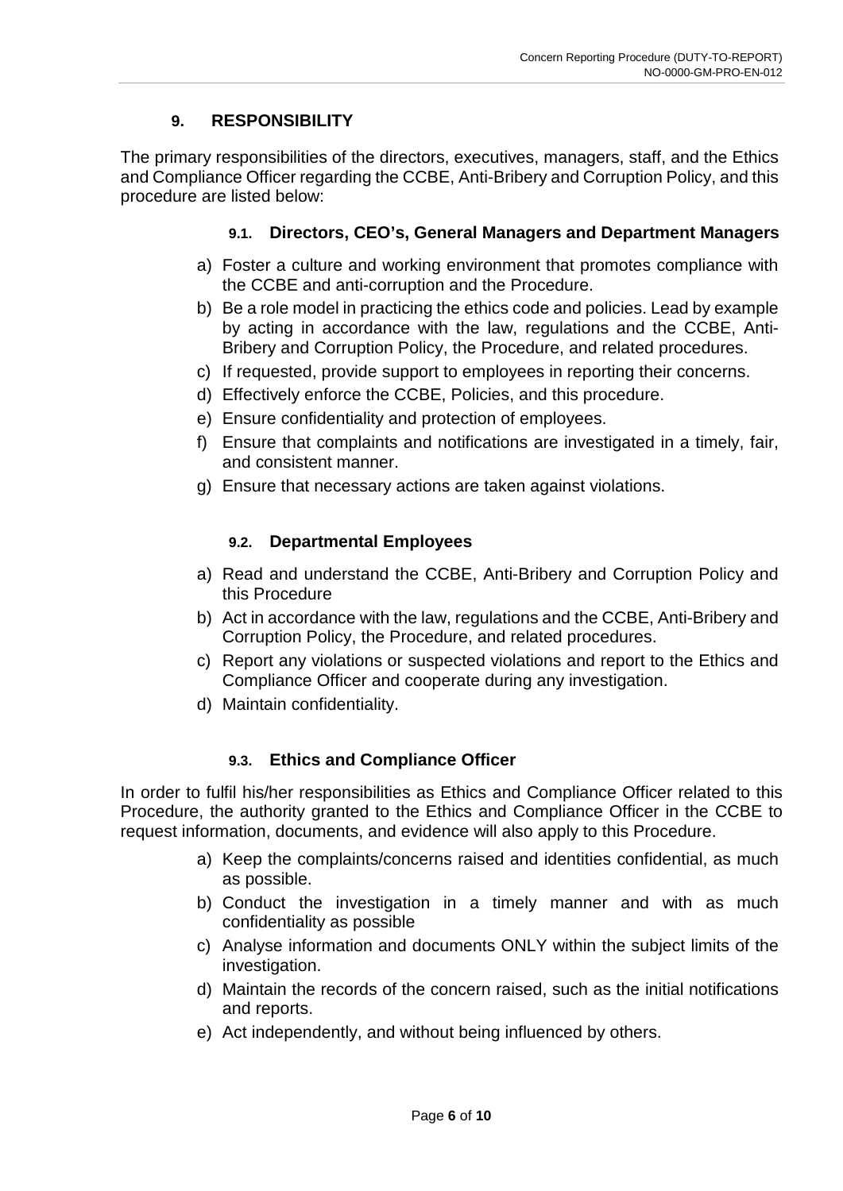## 9. RESPONSIBILITY

The primary responsibilities of the directors, executives, managers, staff, and the Ethics and Compliance Officer regarding the CCBE, Anti-Bribery and Corruption Policy, and this procedure are listed below:

### 9.1. Directors, CEO's, General Managers and Department Managers

a) Foster a culture and working environment that promotes compliance with the CCBE and anti-corruption and the Procedure.

b) Be a role model in practicing the ethics code and policies. Lead by example by acting in accordance with the law, regulations and the CCBE, Anti-Bribery and Corruption Policy, the Procedure, and related procedures.

c) If requested, provide support to employees in reporting their concerns.

d) Effectively enforce the CCBE, Policies, and this procedure.

e) Ensure confidentiality and protection of employees.

f) Ensure that complaints and notifications are investigated in a timely, fair, and consistent manner.

g) Ensure that necessary actions are taken against violations.

### 9.2. Departmental Employees

a) Read and understand the CCBE, Anti-Bribery and Corruption Policy and this Procedure

b) Act in accordance with the law, regulations and the CCBE, Anti-Bribery and Corruption Policy, the Procedure, and related procedures.

c) Report any violations or suspected violations and report to the Ethics and Compliance Officer and cooperate during any investigation.

d) Maintain confidentiality.

### 9.3. Ethics and Compliance Officer

In order to fulfil his/her responsibilities as Ethics and Compliance Officer related to this Procedure, the authority granted to the Ethics and Compliance Officer in the CCBE to request information, documents, and evidence will also apply to this Procedure.

a) Keep the complaints/concerns raised and identities confidential, as much as possible.

b) Conduct the investigation in a timely manner and with as much confidentiality as possible

c) Analyse information and documents ONLY within the subject limits of the investigation.

d) Maintain the records of the concern raised, such as the initial notifications and reports.

e) Act independently, and without being influenced by others.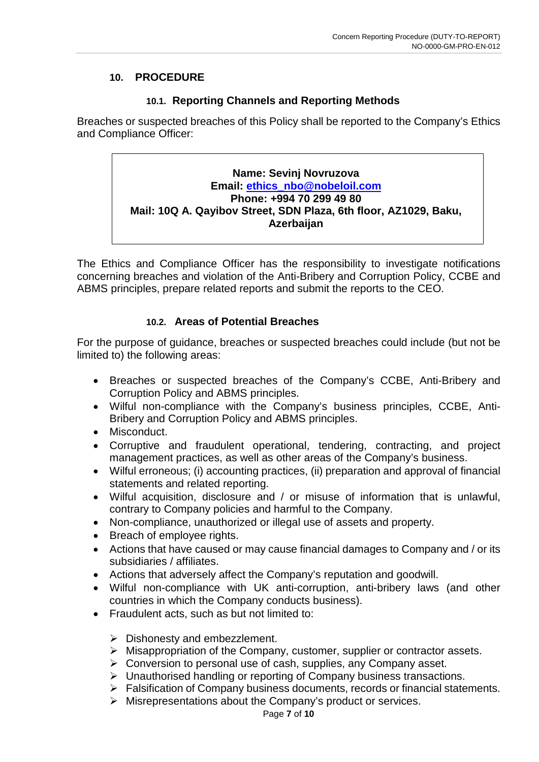## 10. PROCEDURE

### 10.1. Reporting Channels and Reporting Methods

Breaches or suspected breaches of this Policy shall be reported to the Company's Ethics and Compliance Officer:

**Name: Sevinj Novruzova**
**Email: [ethics_nbo@nobeloil.com](mailto:ethics_nbo@nobeloil.com)**
**Phone: +994 70 299 49 80**
**Mail: 10Q A. Qayibov Street, SDN Plaza, 6th floor, AZ1029, Baku, Azerbaijan**

The Ethics and Compliance Officer has the responsibility to investigate notifications concerning breaches and violation of the Anti-Bribery and Corruption Policy, CCBE and ABMS principles, prepare related reports and submit the reports to the CEO.

### 10.2. Areas of Potential Breaches

For the purpose of guidance, breaches or suspected breaches could include (but not be limited to) the following areas:

- Breaches or suspected breaches of the Company's CCBE, Anti-Bribery and Corruption Policy and ABMS principles.
- Wilful non-compliance with the Company's business principles, CCBE, Anti-Bribery and Corruption Policy and ABMS principles.
- Misconduct.
- Corruptive and fraudulent operational, tendering, contracting, and project management practices, as well as other areas of the Company's business.
- Wilful erroneous; (i) accounting practices, (ii) preparation and approval of financial statements and related reporting.
- Wilful acquisition, disclosure and / or misuse of information that is unlawful, contrary to Company policies and harmful to the Company.
- Non-compliance, unauthorized or illegal use of assets and property.
- Breach of employee rights.
- Actions that have caused or may cause financial damages to Company and / or its subsidiaries / affiliates.
- Actions that adversely affect the Company's reputation and goodwill.
- Wilful non-compliance with UK anti-corruption, anti-bribery laws (and other countries in which the Company conducts business).
- Fraudulent acts, such as but not limited to:
  - Dishonesty and embezzlement.
  - Misappropriation of the Company, customer, supplier or contractor assets.
  - Conversion to personal use of cash, supplies, any Company asset.
  - Unauthorised handling or reporting of Company business transactions.
  - Falsification of Company business documents, records or financial statements.
  - Misrepresentations about the Company's product or services.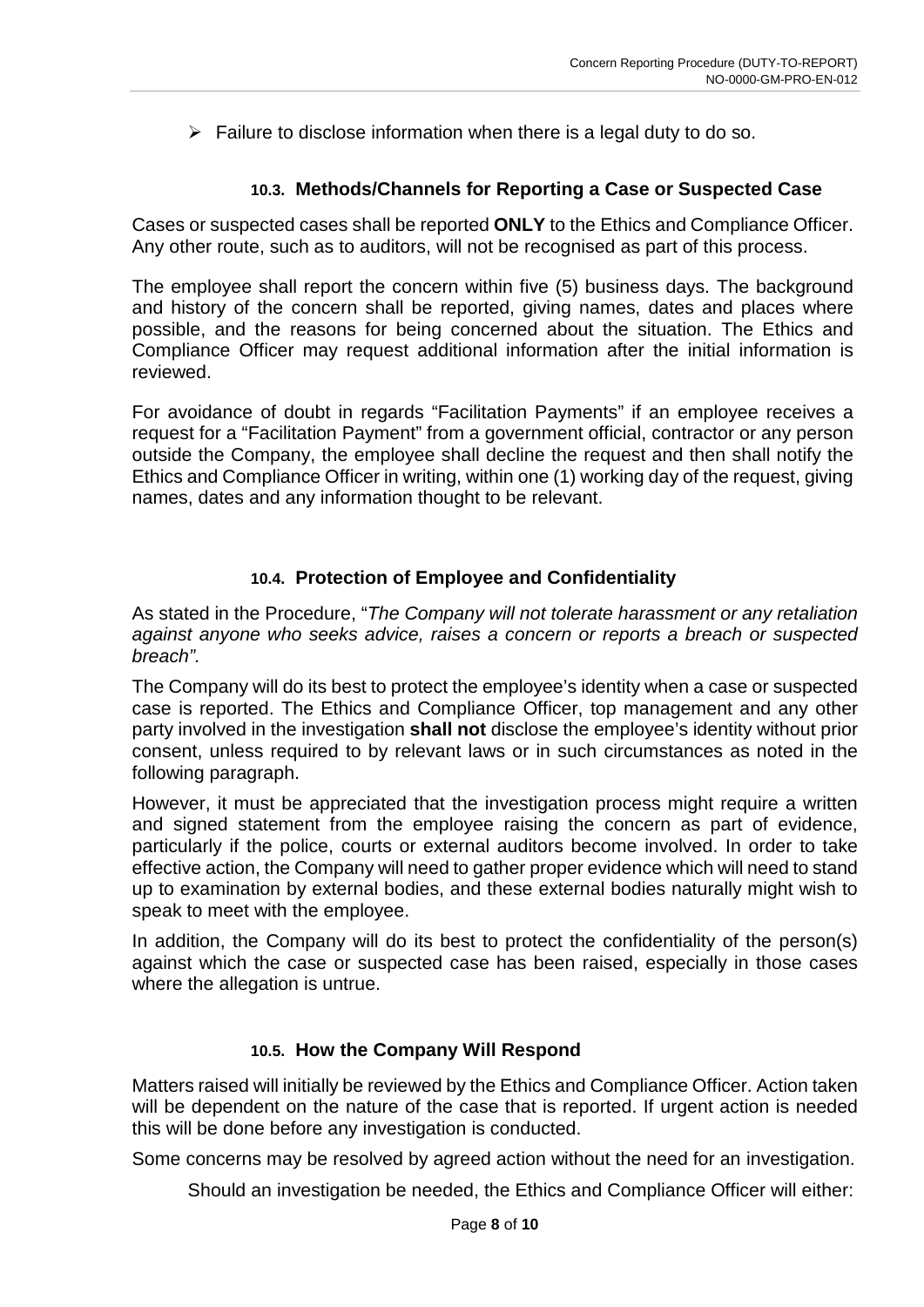- Failure to disclose information when there is a legal duty to do so.

### 10.3. Methods/Channels for Reporting a Case or Suspected Case

Cases or suspected cases shall be reported **ONLY** to the Ethics and Compliance Officer. Any other route, such as to auditors, will not be recognised as part of this process.

The employee shall report the concern within five (5) business days. The background and history of the concern shall be reported, giving names, dates and places where possible, and the reasons for being concerned about the situation. The Ethics and Compliance Officer may request additional information after the initial information is reviewed.

For avoidance of doubt in regards "Facilitation Payments" if an employee receives a request for a "Facilitation Payment" from a government official, contractor or any person outside the Company, the employee shall decline the request and then shall notify the Ethics and Compliance Officer in writing, within one (1) working day of the request, giving names, dates and any information thought to be relevant.

### 10.4. Protection of Employee and Confidentiality

As stated in the Procedure, "*The Company will not tolerate harassment or any retaliation against anyone who seeks advice, raises a concern or reports a breach or suspected breach"*.

The Company will do its best to protect the employee's identity when a case or suspected case is reported. The Ethics and Compliance Officer, top management and any other party involved in the investigation **shall not** disclose the employee's identity without prior consent, unless required to by relevant laws or in such circumstances as noted in the following paragraph.

However, it must be appreciated that the investigation process might require a written and signed statement from the employee raising the concern as part of evidence, particularly if the police, courts or external auditors become involved. In order to take effective action, the Company will need to gather proper evidence which will need to stand up to examination by external bodies, and these external bodies naturally might wish to speak to meet with the employee.

In addition, the Company will do its best to protect the confidentiality of the person(s) against which the case or suspected case has been raised, especially in those cases where the allegation is untrue.

### 10.5. How the Company Will Respond

Matters raised will initially be reviewed by the Ethics and Compliance Officer. Action taken will be dependent on the nature of the case that is reported. If urgent action is needed this will be done before any investigation is conducted.

Some concerns may be resolved by agreed action without the need for an investigation.

Should an investigation be needed, the Ethics and Compliance Officer will either: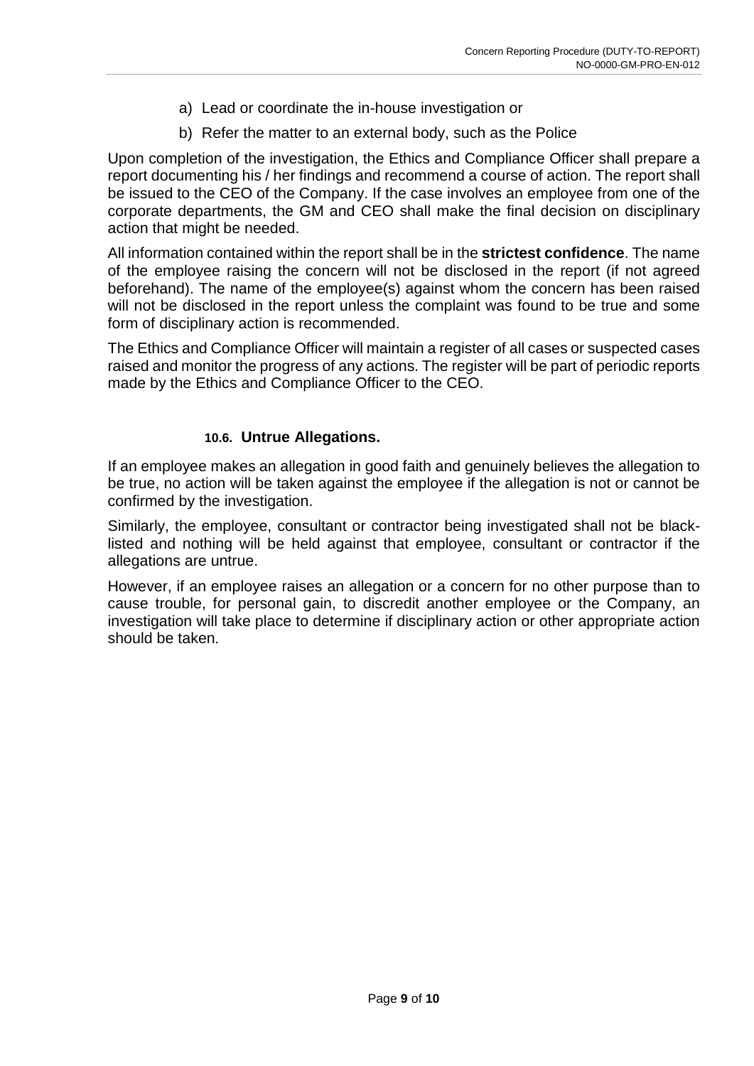a) Lead or coordinate the in-house investigation or

b) Refer the matter to an external body, such as the Police

Upon completion of the investigation, the Ethics and Compliance Officer shall prepare a report documenting his / her findings and recommend a course of action. The report shall be issued to the CEO of the Company. If the case involves an employee from one of the corporate departments, the GM and CEO shall make the final decision on disciplinary action that might be needed.

All information contained within the report shall be in the **strictest confidence**. The name of the employee raising the concern will not be disclosed in the report (if not agreed beforehand). The name of the employee(s) against whom the concern has been raised will not be disclosed in the report unless the complaint was found to be true and some form of disciplinary action is recommended.

The Ethics and Compliance Officer will maintain a register of all cases or suspected cases raised and monitor the progress of any actions. The register will be part of periodic reports made by the Ethics and Compliance Officer to the CEO.

### 10.6. Untrue Allegations.

If an employee makes an allegation in good faith and genuinely believes the allegation to be true, no action will be taken against the employee if the allegation is not or cannot be confirmed by the investigation.

Similarly, the employee, consultant or contractor being investigated shall not be black-listed and nothing will be held against that employee, consultant or contractor if the allegations are untrue.

However, if an employee raises an allegation or a concern for no other purpose than to cause trouble, for personal gain, to discredit another employee or the Company, an investigation will take place to determine if disciplinary action or other appropriate action should be taken.